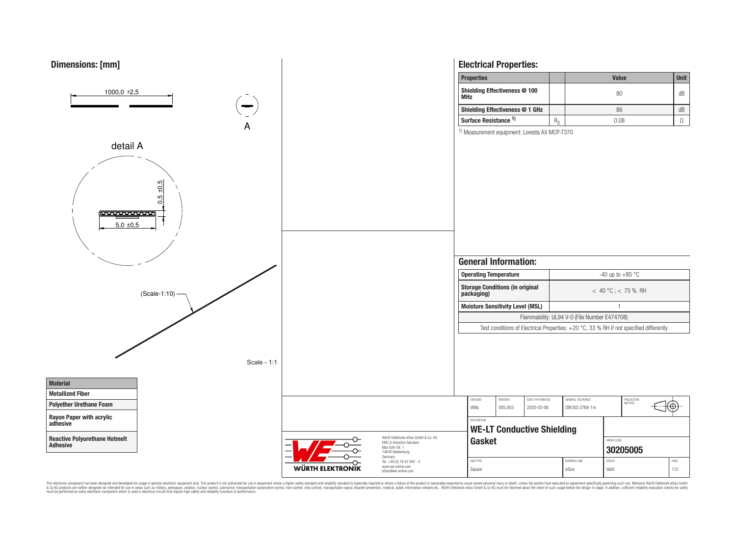## Dimensions: [mm]

1000,0 ±2,5

A

detail A

0,5 ±0,5

5,0 ±0,5

(Scale-1:10)

Scale - 1:1

| Material |
|---|
| Metallized Fiber |
| Polyether Urethane Foam |
| Rayon Paper with acrylic adhesive |
| Reactive Polyurethane Hotmelt Adhesive |

## Electrical Properties:

| Properties | | Value | Unit |
|---|---|---|---|
| Shielding Effectiveness @ 100 MHz | | 80 | dB |
| Shielding Effectiveness @ 1 GHz | | 86 | dB |
| Surface Resistance [1] | $R_S$ | 0.08 | Ω |

[1] Measurement equipment: Loresta AX MCP-T370

## General Information:

| Operating Temperature | -40 up to +85 °C |
|---|---|
| Storage Conditions (in original packaging) | < 40 °C ; < 75 % RH |
| Moisture Sensitivity Level (MSL) | 1 |
| Flammability: UL94 V-0 (File Number E474708) | |
| Test conditions of Electrical Properties: +20 °C, 33 % RH if not specified differently | |

| CHECKED | REVISION | DATE (YYYY-MM-DD) | GENERAL TOLERANCE | PROJECTION METHOD |
|---|---|---|---|---|
| ViMa | 005.003 | 2020-03-06 | DIN ISO 2768-1m | |

DESCRIPTION: **WE-LT Conductive Shielding Gasket**

ORDER CODE: **30205005**

| SIZE/TYPE | BUSINESS UNIT | STATUS | PAGE |
|---|---|---|---|
| Square | eiSos | Valid | 1/3 |

Würth Elektronik eiSos GmbH & Co. KG
EMC & Inductive Solutions
Max-Eyth-Str. 1
74638 Waldenburg
Germany
Tel. +49 (0) 79 42 945 - 0
www.we-online.com
eiSos@we-online.com

WÜRTH ELEKTRONIK

This electronic component has been designed and developed for usage in general electronic equipment only. This product is not authorized for use in equipment where a higher safety standard and reliability standard is especially required or where a failure of the product is reasonably expected to cause severe personal injury or death, unless the parties have executed an agreement specifically governing such use. Moreover Würth Elektronik eiSos GmbH & Co KG products are neither designed nor intended for use in areas such as military, aerospace, aviation, nuclear control, submarine, transportation (automotive control, train control, ship control), transportation signal, disaster prevention, medical, public information network etc.. Würth Elektronik eiSos GmbH & Co KG must be informed about the intent of such usage before the design-in stage. In addition, sufficient reliability evaluation checks for safety must be performed on every electronic component which is used in electrical circuits that require high safety and reliability functions or performance.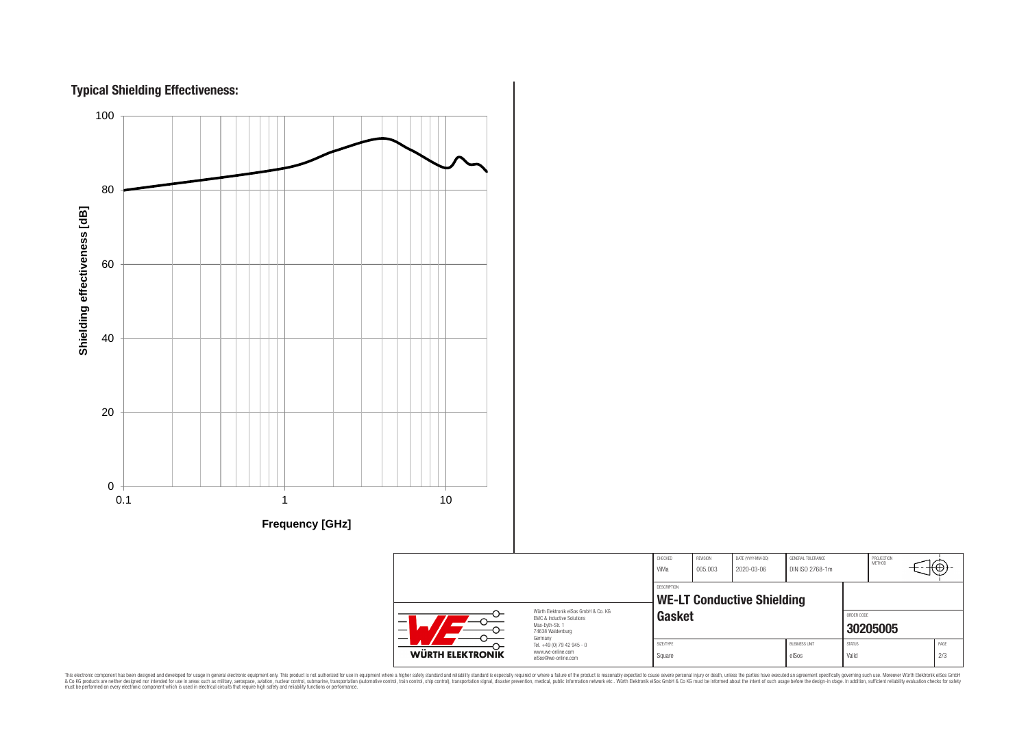## Typical Shielding Effectiveness:

Shielding effectiveness [dB]

100
80
60
40
20
0

0.1 1 10

Frequency [GHz]

| CHECKED | REVISION | DATE (YYYY-MM-DD) | GENERAL TOLERANCE | PROJECTION METHOD |
|---|---|---|---|---|
| ViMa | 005.003 | 2020-03-06 | DIN ISO 2768-1m | |

DESCRIPTION

**WE-LT Conductive Shielding Gasket**

ORDER CODE

**30205005**

| SIZE/TYPE | BUSINESS UNIT | STATUS | PAGE |
|---|---|---|---|
| Square | eiSos | Valid | 2/3 |

Würth Elektronik eiSos GmbH & Co. KG
EMC & Inductive Solutions
Max-Eyth-Str. 1
74638 Waldenburg
Germany
Tel. +49 (0) 79 42 945 - 0
www.we-online.com
eiSos@we-online.com

WÜRTH ELEKTRONIK

This electronic component has been designed and developed for usage in general electronic equipment only. This product is not authorized for use in equipment where a higher safety standard and reliability standard is especially required or where a failure of the product is reasonably expected to cause severe personal injury or death, unless the parties have executed an agreement specifically governing such use. Moreover Würth Elektronik eiSos GmbH & Co KG products are neither designed nor intended for use in areas such as military, aerospace, aviation, nuclear control, submarine, transportation (automotive control, train control, ship control), transportation signal, disaster prevention, medical, public information network etc.. Würth Elektronik eiSos GmbH & Co KG must be informed about the intent of such usage before the design-in stage. In addition, sufficient reliability evaluation checks for safety must be performed on every electronic component which is used in electrical circuits that require high safety and reliability functions or performance.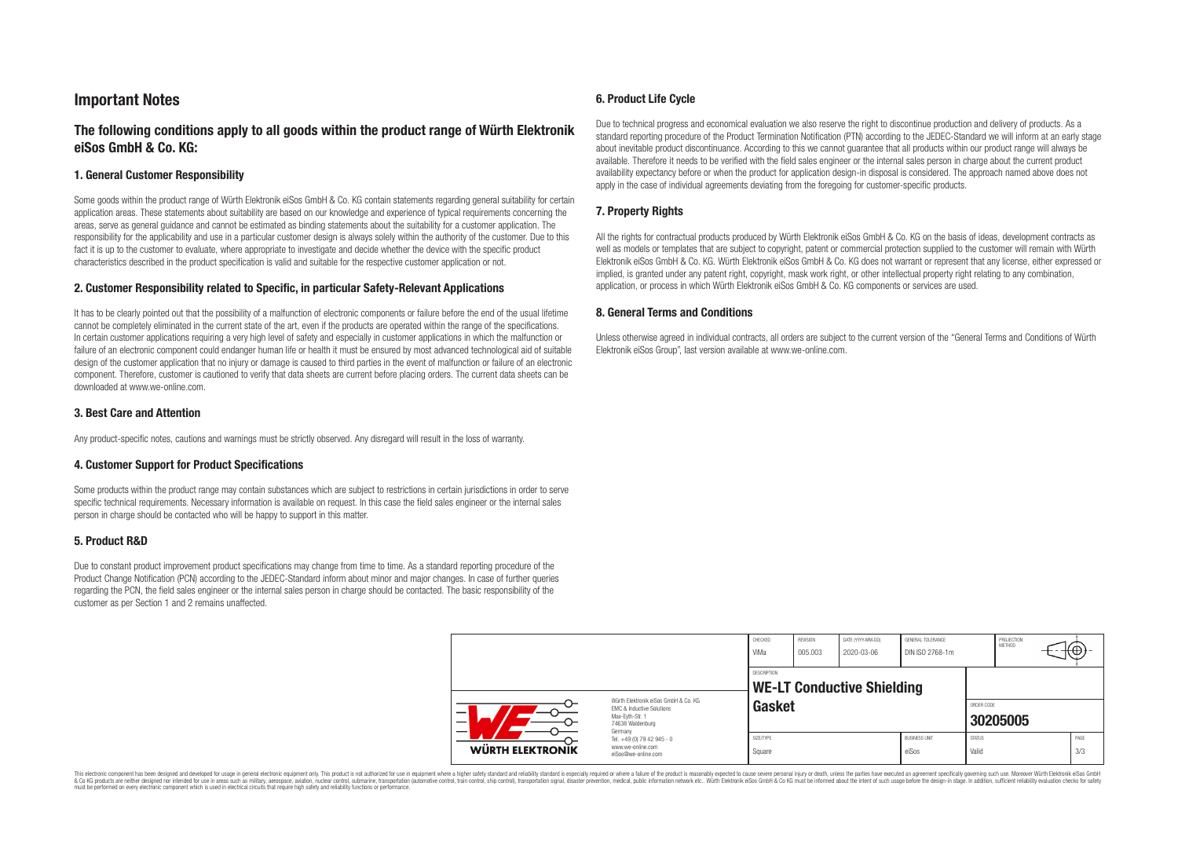# Important Notes

## The following conditions apply to all goods within the product range of Würth Elektronik eiSos GmbH & Co. KG:

### 1. General Customer Responsibility

Some goods within the product range of Würth Elektronik eiSos GmbH & Co. KG contain statements regarding general suitability for certain application areas. These statements about suitability are based on our knowledge and experience of typical requirements concerning the areas, serve as general guidance and cannot be estimated as binding statements about the suitability for a customer application. The responsibility for the applicability and use in a particular customer design is always solely within the authority of the customer. Due to this fact it is up to the customer to evaluate, where appropriate to investigate and decide whether the device with the specific product characteristics described in the product specification is valid and suitable for the respective customer application or not.

### 2. Customer Responsibility related to Specific, in particular Safety-Relevant Applications

It has to be clearly pointed out that the possibility of a malfunction of electronic components or failure before the end of the usual lifetime cannot be completely eliminated in the current state of the art, even if the products are operated within the range of the specifications. In certain customer applications requiring a very high level of safety and especially in customer applications in which the malfunction or failure of an electronic component could endanger human life or health it must be ensured by most advanced technological aid of suitable design of the customer application that no injury or damage is caused to third parties in the event of malfunction or failure of an electronic component. Therefore, customer is cautioned to verify that data sheets are current before placing orders. The current data sheets can be downloaded at www.we-online.com.

### 3. Best Care and Attention

Any product-specific notes, cautions and warnings must be strictly observed. Any disregard will result in the loss of warranty.

### 4. Customer Support for Product Specifications

Some products within the product range may contain substances which are subject to restrictions in certain jurisdictions in order to serve specific technical requirements. Necessary information is available on request. In this case the field sales engineer or the internal sales person in charge should be contacted who will be happy to support in this matter.

### 5. Product R&D

Due to constant product improvement product specifications may change from time to time. As a standard reporting procedure of the Product Change Notification (PCN) according to the JEDEC-Standard inform about minor and major changes. In case of further queries regarding the PCN, the field sales engineer or the internal sales person in charge should be contacted. The basic responsibility of the customer as per Section 1 and 2 remains unaffected.

### 6. Product Life Cycle

Due to technical progress and economical evaluation we also reserve the right to discontinue production and delivery of products. As a standard reporting procedure of the Product Termination Notification (PTN) according to the JEDEC-Standard we will inform at an early stage about inevitable product discontinuance. According to this we cannot guarantee that all products within our product range will always be available. Therefore it needs to be verified with the field sales engineer or the internal sales person in charge about the current product availability expectancy before or when the product for application design-in disposal is considered. The approach named above does not apply in the case of individual agreements deviating from the foregoing for customer-specific products.

### 7. Property Rights

All the rights for contractual products produced by Würth Elektronik eiSos GmbH & Co. KG on the basis of ideas, development contracts as well as models or templates that are subject to copyright, patent or commercial protection supplied to the customer will remain with Würth Elektronik eiSos GmbH & Co. KG. Würth Elektronik eiSos GmbH & Co. KG does not warrant or represent that any license, either expressed or implied, is granted under any patent right, copyright, mask work right, or other intellectual property right relating to any combination, application, or process in which Würth Elektronik eiSos GmbH & Co. KG components or services are used.

### 8. General Terms and Conditions

Unless otherwise agreed in individual contracts, all orders are subject to the current version of the "General Terms and Conditions of Würth Elektronik eiSos Group", last version available at www.we-online.com.

| CHECKED | REVISION | DATE (YYYY-MM-DD) | GENERAL TOLERANCE | PROJECTION METHOD |
|---|---|---|---|---|
| ViMa | 005.003 | 2020-03-06 | DIN ISO 2768-1m | |

Würth Elektronik eiSos GmbH & Co. KG
EMC & Inductive Solutions
Max-Eyth-Str. 1
74638 Waldenburg
Germany
Tel. +49 (0) 79 42 945 - 0
www.we-online.com
eiSos@we-online.com

DESCRIPTION: **WE-LT Conductive Shielding Gasket**

ORDER CODE: **30205005**

| SIZE/TYPE | BUSINESS UNIT | STATUS | PAGE |
|---|---|---|---|
| Square | eiSos | Valid | 3/3 |

This electronic component has been designed and developed for usage in general electronic equipment only. This product is not authorized for use in equipment where a higher safety standard and reliability standard is especially required or where a failure of the product is reasonably expected to cause severe personal injury or death, unless the parties have executed an agreement specifically governing such use. Moreover Würth Elektronik eiSos GmbH & Co KG products are neither designed nor intended for use in areas such as military, aerospace, aviation, nuclear control, submarine, transportation (automotive control, train control, ship control), transportation signal, disaster prevention, medical, public information network etc.. Würth Elektronik eiSos GmbH & Co KG must be informed about the intent of such usage before the design-in stage. In addition, sufficient reliability evaluation checks for safety must be performed on every electronic component which is used in electrical circuits that require high safety and reliability functions or performance.